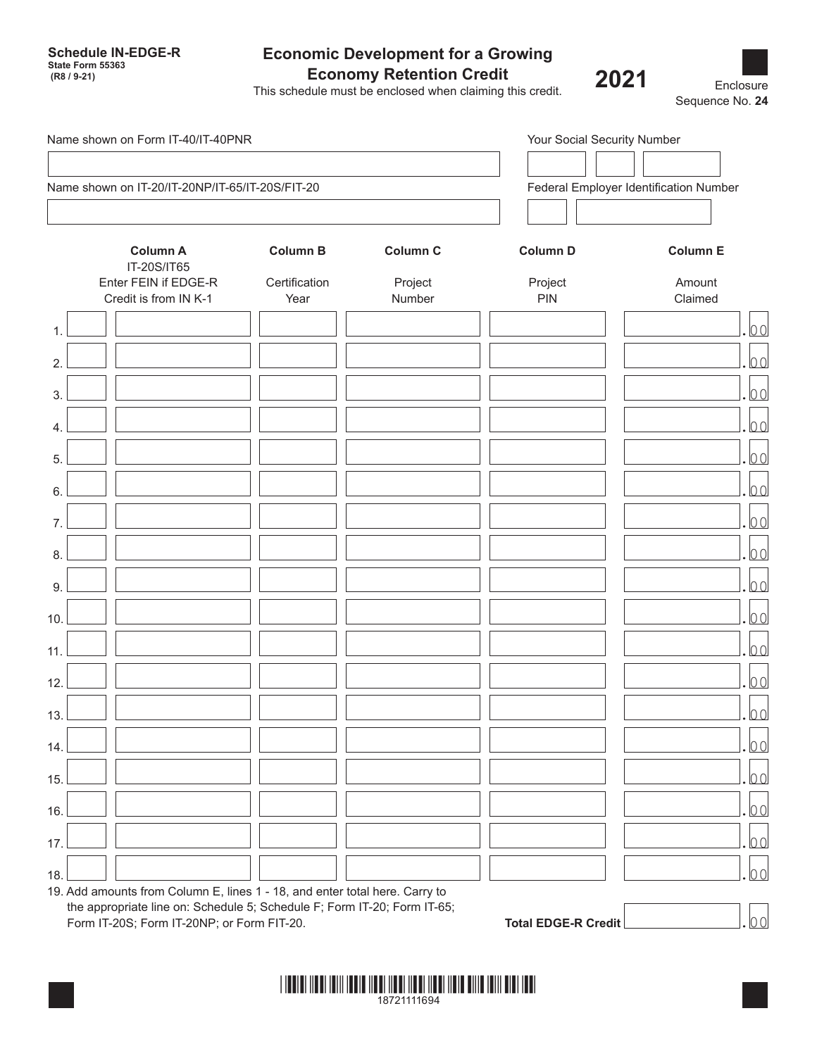**Schedule IN-EDGE-R**
**State Form 55363**
**(R8 / 9-21)**

# Economic Development for a Growing Economy Retention Credit

This schedule must be enclosed when claiming this credit.

**2021**

Enclosure Sequence No. **24**

Name shown on Form IT-40/IT-40PNR

Your Social Security Number

Name shown on IT-20/IT-20NP/IT-65/IT-20S/FIT-20

Federal Employer Identification Number

| | Column A<br>IT-20S/IT65<br>Enter FEIN if EDGE-R Credit is from IN K-1 | Column B<br>Certification Year | Column C<br>Project Number | Column D<br>Project PIN | Column E<br>Amount Claimed |
|---|---|---|---|---|---|
| 1. | | | | | .00 |
| 2. | | | | | .00 |
| 3. | | | | | .00 |
| 4. | | | | | .00 |
| 5. | | | | | .00 |
| 6. | | | | | .00 |
| 7. | | | | | .00 |
| 8. | | | | | .00 |
| 9. | | | | | .00 |
| 10. | | | | | .00 |
| 11. | | | | | .00 |
| 12. | | | | | .00 |
| 13. | | | | | .00 |
| 14. | | | | | .00 |
| 15. | | | | | .00 |
| 16. | | | | | .00 |
| 17. | | | | | .00 |
| 18. | | | | | .00 |

19. Add amounts from Column E, lines 1 - 18, and enter total here. Carry to the appropriate line on: Schedule 5; Schedule F; Form IT-20; Form IT-65; Form IT-20S; Form IT-20NP; or Form FIT-20. **Total EDGE-R Credit** .00

18721111694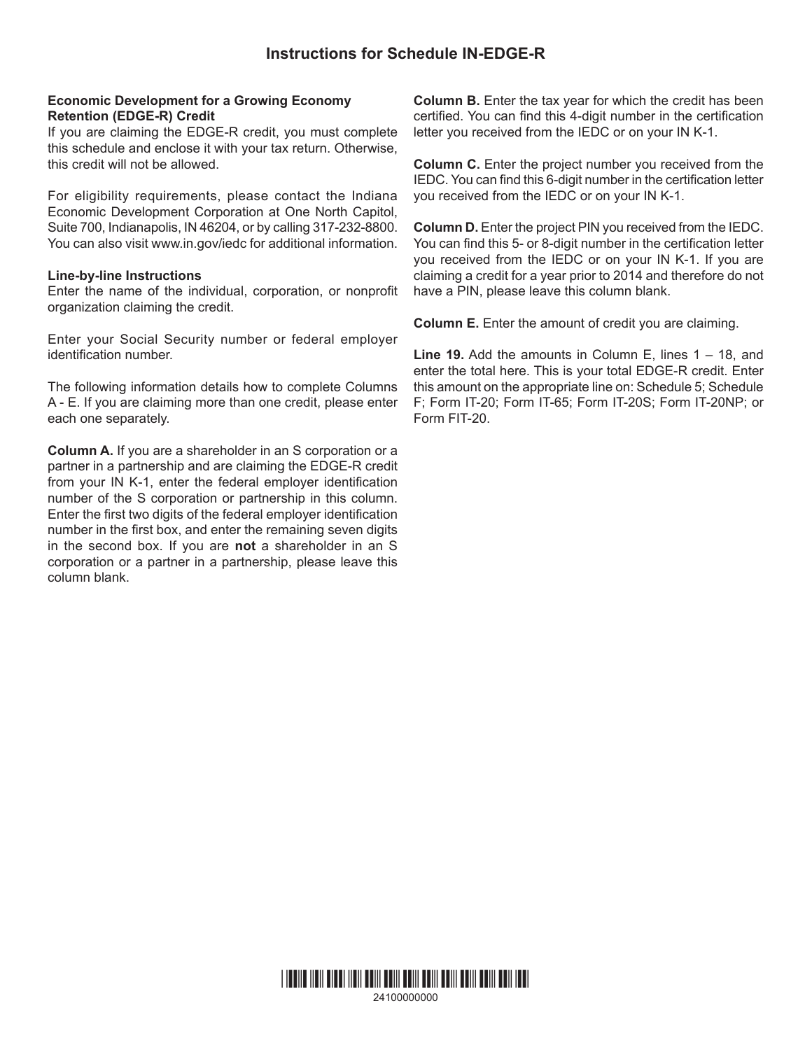# Instructions for Schedule IN-EDGE-R

**Economic Development for a Growing Economy Retention (EDGE-R) Credit**

If you are claiming the EDGE-R credit, you must complete this schedule and enclose it with your tax return. Otherwise, this credit will not be allowed.

For eligibility requirements, please contact the Indiana Economic Development Corporation at One North Capitol, Suite 700, Indianapolis, IN 46204, or by calling 317-232-8800. You can also visit www.in.gov/iedc for additional information.

**Line-by-line Instructions**

Enter the name of the individual, corporation, or nonprofit organization claiming the credit.

Enter your Social Security number or federal employer identification number.

The following information details how to complete Columns A - E. If you are claiming more than one credit, please enter each one separately.

**Column A.** If you are a shareholder in an S corporation or a partner in a partnership and are claiming the EDGE-R credit from your IN K-1, enter the federal employer identification number of the S corporation or partnership in this column. Enter the first two digits of the federal employer identification number in the first box, and enter the remaining seven digits in the second box. If you are **not** a shareholder in an S corporation or a partner in a partnership, please leave this column blank.

**Column B.** Enter the tax year for which the credit has been certified. You can find this 4-digit number in the certification letter you received from the IEDC or on your IN K-1.

**Column C.** Enter the project number you received from the IEDC. You can find this 6-digit number in the certification letter you received from the IEDC or on your IN K-1.

**Column D.** Enter the project PIN you received from the IEDC. You can find this 5- or 8-digit number in the certification letter you received from the IEDC or on your IN K-1. If you are claiming a credit for a year prior to 2014 and therefore do not have a PIN, please leave this column blank.

**Column E.** Enter the amount of credit you are claiming.

**Line 19.** Add the amounts in Column E, lines 1 – 18, and enter the total here. This is your total EDGE-R credit. Enter this amount on the appropriate line on: Schedule 5; Schedule F; Form IT-20; Form IT-65; Form IT-20S; Form IT-20NP; or Form FIT-20.

24100000000